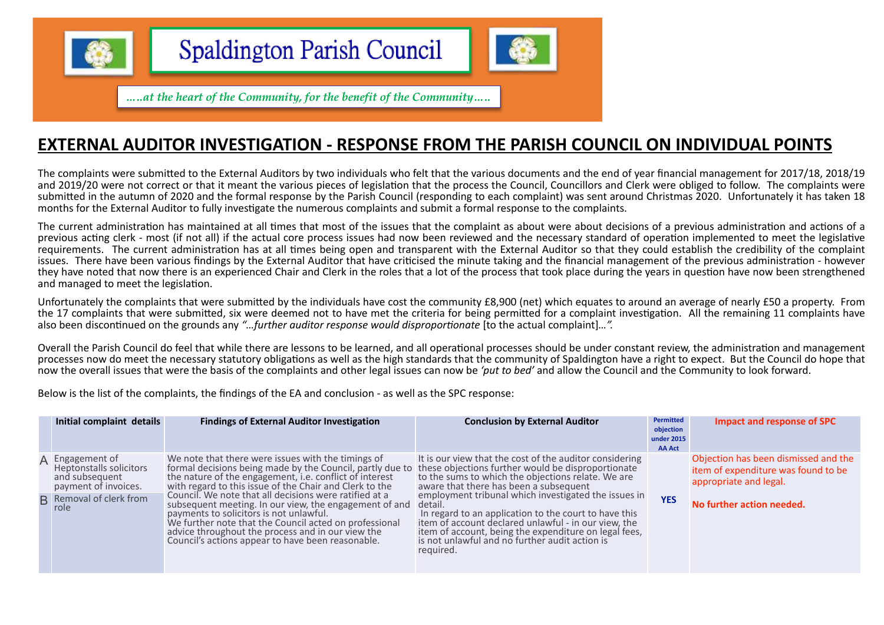# Spaldington Parish Council

*…..at the heart of the Community, for the benefit of the Community…..*

## EXTERNAL AUDITOR INVESTIGATION - RESPONSE FROM THE PARISH COUNCIL ON INDIVIDUAL POINTS

The complaints were submitted to the External Auditors by two individuals who felt that the various documents and the end of year financial management for 2017/18, 2018/19 and 2019/20 were not correct or that it meant the various pieces of legislation that the process the Council, Councillors and Clerk were obliged to follow. The complaints were submitted in the autumn of 2020 and the formal response by the Parish Council (responding to each complaint) was sent around Christmas 2020. Unfortunately it has taken 18 months for the External Auditor to fully investigate the numerous complaints and submit a formal response to the complaints.

The current administration has maintained at all times that most of the issues that the complaint as about were about decisions of a previous administration and actions of a previous acting clerk - most (if not all) if the actual core process issues had now been reviewed and the necessary standard of operation implemented to meet the legislative requirements. The current administration has at all times being open and transparent with the External Auditor so that they could establish the credibility of the complaint issues. There have been various findings by the External Auditor that have criticised the minute taking and the financial management of the previous administration - however they have noted that now there is an experienced Chair and Clerk in the roles that a lot of the process that took place during the years in question have now been strengthened and managed to meet the legislation.

Unfortunately the complaints that were submitted by the individuals have cost the community £8,900 (net) which equates to around an average of nearly £50 a property. From the 17 complaints that were submitted, six were deemed not to have met the criteria for being permitted for a complaint investigation. All the remaining 11 complaints have also been discontinued on the grounds any *"…further auditor response would disproportionate* [to the actual complaint]*…".*

Overall the Parish Council do feel that while there are lessons to be learned, and all operational processes should be under constant review, the administration and management processes now do meet the necessary statutory obligations as well as the high standards that the community of Spaldington have a right to expect. But the Council do hope that now the overall issues that were the basis of the complaints and other legal issues can now be *'put to bed'* and allow the Council and the Community to look forward.

Below is the list of the complaints, the findings of the EA and conclusion - as well as the SPC response:

| | Initial complaint details | Findings of External Auditor Investigation | Conclusion by External Auditor | Permitted objection under 2015 AA Act | Impact and response of SPC |
|---|---|---|---|---|---|
| A | Engagement of Heptonstalls solicitors and subsequent payment of invoices. | We note that there were issues with the timings of formal decisions being made by the Council, partly due to the nature of the engagement, i.e. conflict of interest with regard to this issue of the Chair and Clerk to the Council. We note that all decisions were ratified at a subsequent meeting. In our view, the engagement of and payments to solicitors is not unlawful. We further note that the Council acted on professional advice throughout the process and in our view the Council's actions appear to have been reasonable. | It is our view that the cost of the auditor considering these objections further would be disproportionate to the sums to which the objections relate. We are aware that there has been a subsequent employment tribunal which investigated the issues in detail. In regard to an application to the court to have this item of account declared unlawful - in our view, the item of account, being the expenditure on legal fees, is not unlawful and no further audit action is required. | **YES** | Objection has been dismissed and the item of expenditure was found to be appropriate and legal. **No further action needed.** |
| B | Removal of clerk from role | | | | |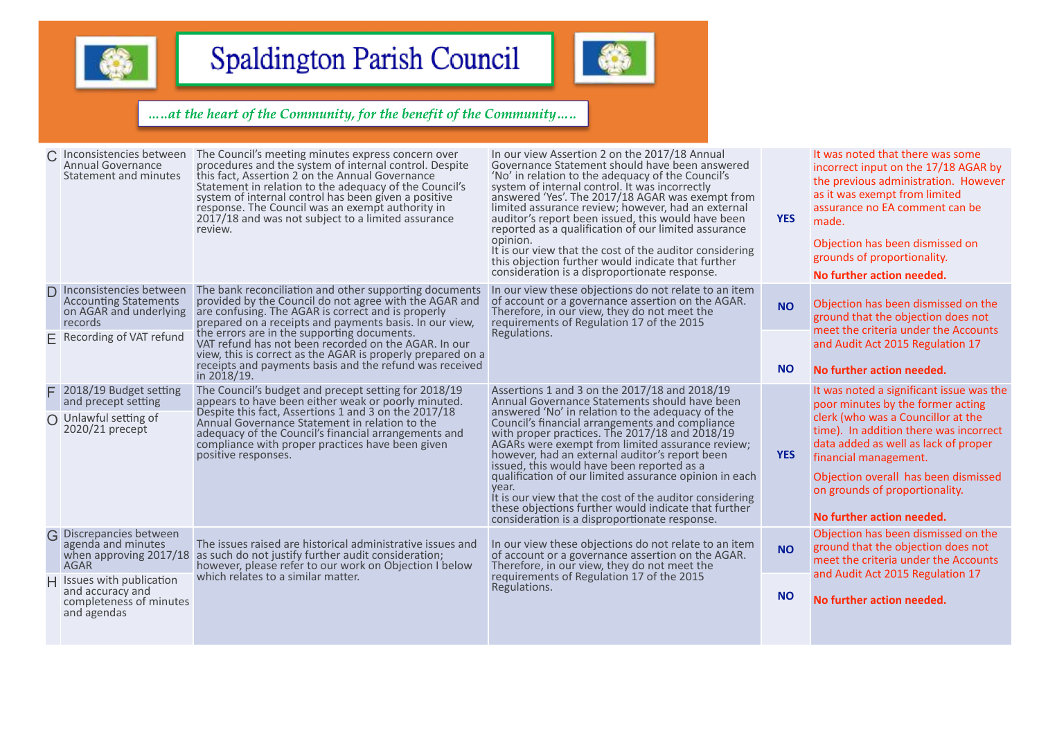# Spaldington Parish Council

*…..at the heart of the Community, for the benefit of the Community…..*

| | | | | | |
|---|---|---|---|---|---|
| C | Inconsistencies between Annual Governance Statement and minutes | The Council's meeting minutes express concern over procedures and the system of internal control. Despite this fact, Assertion 2 on the Annual Governance Statement in relation to the adequacy of the Council's system of internal control has been given a positive response. The Council was an exempt authority in 2017/18 and was not subject to a limited assurance review. | In our view Assertion 2 on the 2017/18 Annual Governance Statement should have been answered 'No' in relation to the adequacy of the Council's system of internal control. It was incorrectly answered 'Yes'. The 2017/18 AGAR was exempt from limited assurance review; however, had an external auditor's report been issued, this would have been reported as a qualification of our limited assurance opinion.<br>It is our view that the cost of the auditor considering this objection further would indicate that further consideration is a disproportionate response. | **YES** | It was noted that there was some incorrect input on the 17/18 AGAR by the previous administration. However as it was exempt from limited assurance no EA comment can be made.<br>Objection has been dismissed on grounds of proportionality.<br>**No further action needed.** |
| D | Inconsistencies between Accounting Statements on AGAR and underlying records | The bank reconciliation and other supporting documents provided by the Council do not agree with the AGAR and are confusing. The AGAR is correct and is properly prepared on a receipts and payments basis. In our view, the errors are in the supporting documents. | In our view these objections do not relate to an item of account or a governance assertion on the AGAR. Therefore, in our view, they do not meet the requirements of Regulation 17 of the 2015 Regulations. | **NO** | Objection has been dismissed on the ground that the objection does not meet the criteria under the Accounts and Audit Act 2015 Regulation 17<br>**No further action needed.** |
| E | Recording of VAT refund | VAT refund has not been recorded on the AGAR. In our view, this is correct as the AGAR is properly prepared on a receipts and payments basis and the refund was received in 2018/19. | | **NO** | |
| F | 2018/19 Budget setting and precept setting | The Council's budget and precept setting for 2018/19 appears to have been either weak or poorly minuted. Despite this fact, Assertions 1 and 3 on the 2017/18 Annual Governance Statement in relation to the adequacy of the Council's financial arrangements and compliance with proper practices have been given positive responses. | Assertions 1 and 3 on the 2017/18 and 2018/19 Annual Governance Statements should have been answered 'No' in relation to the adequacy of the Council's financial arrangements and compliance with proper practices. The 2017/18 and 2018/19 AGARs were exempt from limited assurance review; however, had an external auditor's report been issued, this would have been reported as a qualification of our limited assurance opinion in each year.<br>It is our view that the cost of the auditor considering these objections further would indicate that further consideration is a disproportionate response. | **YES** | It was noted a significant issue was the poor minutes by the former acting clerk (who was a Councillor at the time). In addition there was incorrect data added as well as lack of proper financial management.<br>Objection overall has been dismissed on grounds of proportionality.<br>**No further action needed.** |
| O | Unlawful setting of 2020/21 precept | | | | |
| G | Discrepancies between agenda and minutes when approving 2017/18 AGAR | The issues raised are historical administrative issues and as such do not justify further audit consideration; however, please refer to our work on Objection I below which relates to a similar matter. | In our view these objections do not relate to an item of account or a governance assertion on the AGAR. Therefore, in our view, they do not meet the requirements of Regulation 17 of the 2015 Regulations. | **NO** | Objection has been dismissed on the ground that the objection does not meet the criteria under the Accounts and Audit Act 2015 Regulation 17<br>**No further action needed.** |
| H | Issues with publication and accuracy and completeness of minutes and agendas | | | **NO** | |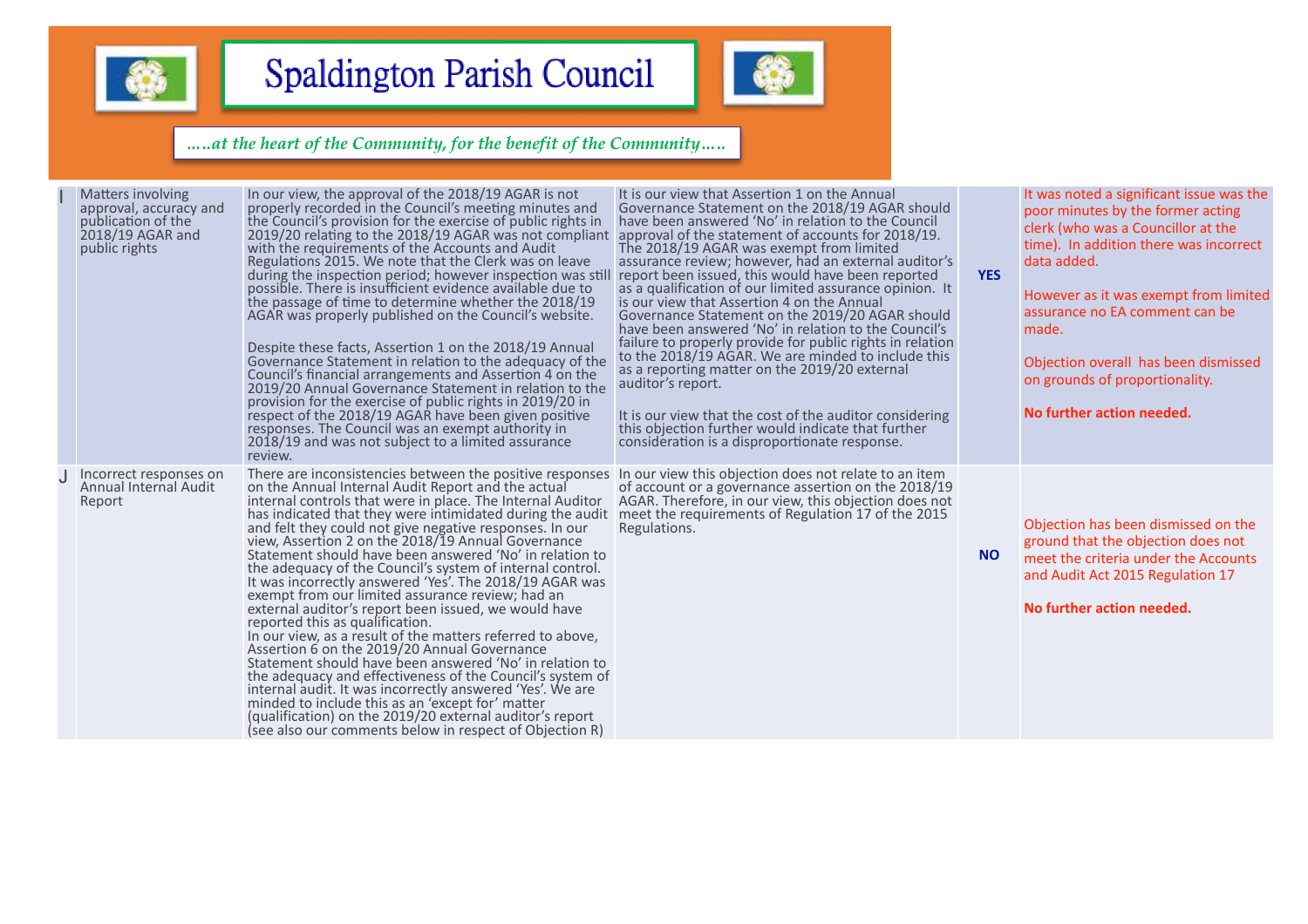# Spaldington Parish Council

*…..at the heart of the Community, for the benefit of the Community…..*

| | | | | | |
|---|---|---|---|---|---|
| I | Matters involving approval, accuracy and publication of the 2018/19 AGAR and public rights | In our view, the approval of the 2018/19 AGAR is not properly recorded in the Council's meeting minutes and the Council's provision for the exercise of public rights in 2019/20 relating to the 2018/19 AGAR was not compliant with the requirements of the Accounts and Audit Regulations 2015. We note that the Clerk was on leave during the inspection period; however inspection was still possible. There is insufficient evidence available due to the passage of time to determine whether the 2018/19 AGAR was properly published on the Council's website.<br><br>Despite these facts, Assertion 1 on the 2018/19 Annual Governance Statement in relation to the adequacy of the Council's financial arrangements and Assertion 4 on the 2019/20 Annual Governance Statement in relation to the provision for the exercise of public rights in 2019/20 in respect of the 2018/19 AGAR have been given positive responses. The Council was an exempt authority in 2018/19 and was not subject to a limited assurance review. | It is our view that Assertion 1 on the Annual Governance Statement on the 2018/19 AGAR should have been answered 'No' in relation to the Council approval of the statement of accounts for 2018/19. The 2018/19 AGAR was exempt from limited assurance review; however, had an external auditor's report been issued, this would have been reported as a qualification of our limited assurance opinion. It is our view that Assertion 4 on the Annual Governance Statement on the 2019/20 AGAR should have been answered 'No' in relation to the Council's failure to properly provide for public rights in relation to the 2018/19 AGAR. We are minded to include this as a reporting matter on the 2019/20 external auditor's report.<br><br>It is our view that the cost of the auditor considering this objection further would indicate that further consideration is a disproportionate response. | **YES** | It was noted a significant issue was the poor minutes by the former acting clerk (who was a Councillor at the time). In addition there was incorrect data added.<br><br>However as it was exempt from limited assurance no EA comment can be made.<br><br>Objection overall has been dismissed on grounds of proportionality.<br><br>**No further action needed.** |
| J | Incorrect responses on Annual Internal Audit Report | There are inconsistencies between the positive responses on the Annual Internal Audit Report and the actual internal controls that were in place. The Internal Auditor has indicated that they were intimidated during the audit and felt they could not give negative responses. In our view, Assertion 2 on the 2018/19 Annual Governance Statement should have been answered 'No' in relation to the adequacy of the Council's system of internal control. It was incorrectly answered 'Yes'. The 2018/19 AGAR was exempt from our limited assurance review; had an external auditor's report been issued, we would have reported this as qualification.<br>In our view, as a result of the matters referred to above, Assertion 6 on the 2019/20 Annual Governance Statement should have been answered 'No' in relation to the adequacy and effectiveness of the Council's system of internal audit. It was incorrectly answered 'Yes'. We are minded to include this as an 'except for' matter (qualification) on the 2019/20 external auditor's report (see also our comments below in respect of Objection R) | In our view this objection does not relate to an item of account or a governance assertion on the 2018/19 AGAR. Therefore, in our view, this objection does not meet the requirements of Regulation 17 of the 2015 Regulations. | **NO** | Objection has been dismissed on the ground that the objection does not meet the criteria under the Accounts and Audit Act 2015 Regulation 17<br><br>**No further action needed.** |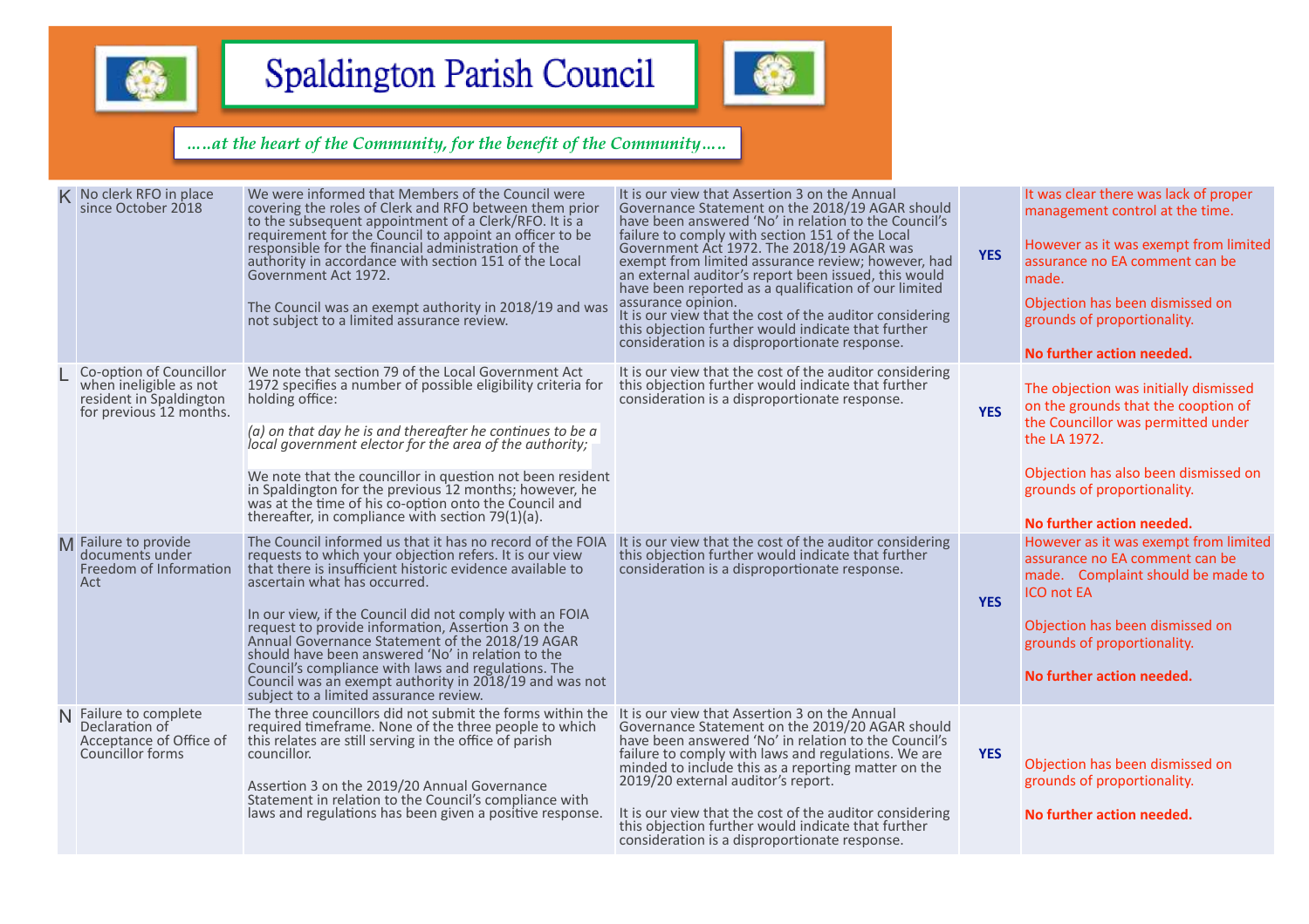# Spaldington Parish Council

*…..at the heart of the Community, for the benefit of the Community…..*

| | | | | | |
|---|---|---|---|---|---|
| K | No clerk RFO in place since October 2018 | We were informed that Members of the Council were covering the roles of Clerk and RFO between them prior to the subsequent appointment of a Clerk/RFO. It is a requirement for the Council to appoint an officer to be responsible for the financial administration of the authority in accordance with section 151 of the Local Government Act 1972.<br><br>The Council was an exempt authority in 2018/19 and was not subject to a limited assurance review. | It is our view that Assertion 3 on the Annual Governance Statement on the 2018/19 AGAR should have been answered 'No' in relation to the Council's failure to comply with section 151 of the Local Government Act 1972. The 2018/19 AGAR was exempt from limited assurance review; however, had an external auditor's report been issued, this would have been reported as a qualification of our limited assurance opinion.<br>It is our view that the cost of the auditor considering this objection further would indicate that further consideration is a disproportionate response. | **YES** | It was clear there was lack of proper management control at the time.<br><br>However as it was exempt from limited assurance no EA comment can be made.<br><br>Objection has been dismissed on grounds of proportionality.<br><br>**No further action needed.** |
| L | Co-option of Councillor when ineligible as not resident in Spaldington for previous 12 months. | We note that section 79 of the Local Government Act 1972 specifies a number of possible eligibility criteria for holding office:<br><br>*(a) on that day he is and thereafter he continues to be a local government elector for the area of the authority;*<br><br>We note that the councillor in question not been resident in Spaldington for the previous 12 months; however, he was at the time of his co-option onto the Council and thereafter, in compliance with section 79(1)(a). | It is our view that the cost of the auditor considering this objection further would indicate that further consideration is a disproportionate response. | **YES** | The objection was initially dismissed on the grounds that the cooption of the Councillor was permitted under the LA 1972.<br><br>Objection has also been dismissed on grounds of proportionality.<br><br>**No further action needed.** |
| M | Failure to provide documents under Freedom of Information Act | The Council informed us that it has no record of the FOIA requests to which your objection refers. It is our view that there is insufficient historic evidence available to ascertain what has occurred.<br><br>In our view, if the Council did not comply with an FOIA request to provide information, Assertion 3 on the Annual Governance Statement of the 2018/19 AGAR should have been answered 'No' in relation to the Council's compliance with laws and regulations. The Council was an exempt authority in 2018/19 and was not subject to a limited assurance review. | It is our view that the cost of the auditor considering this objection further would indicate that further consideration is a disproportionate response. | **YES** | However as it was exempt from limited assurance no EA comment can be made. Complaint should be made to ICO not EA<br><br>Objection has been dismissed on grounds of proportionality.<br><br>**No further action needed.** |
| N | Failure to complete Declaration of Acceptance of Office of Councillor forms | The three councillors did not submit the forms within the required timeframe. None of the three people to which this relates are still serving in the office of parish councillor.<br><br>Assertion 3 on the 2019/20 Annual Governance Statement in relation to the Council's compliance with laws and regulations has been given a positive response. | It is our view that Assertion 3 on the Annual Governance Statement on the 2019/20 AGAR should have been answered 'No' in relation to the Council's failure to comply with laws and regulations. We are minded to include this as a reporting matter on the 2019/20 external auditor's report.<br><br>It is our view that the cost of the auditor considering this objection further would indicate that further consideration is a disproportionate response. | **YES** | Objection has been dismissed on grounds of proportionality.<br><br>**No further action needed.** |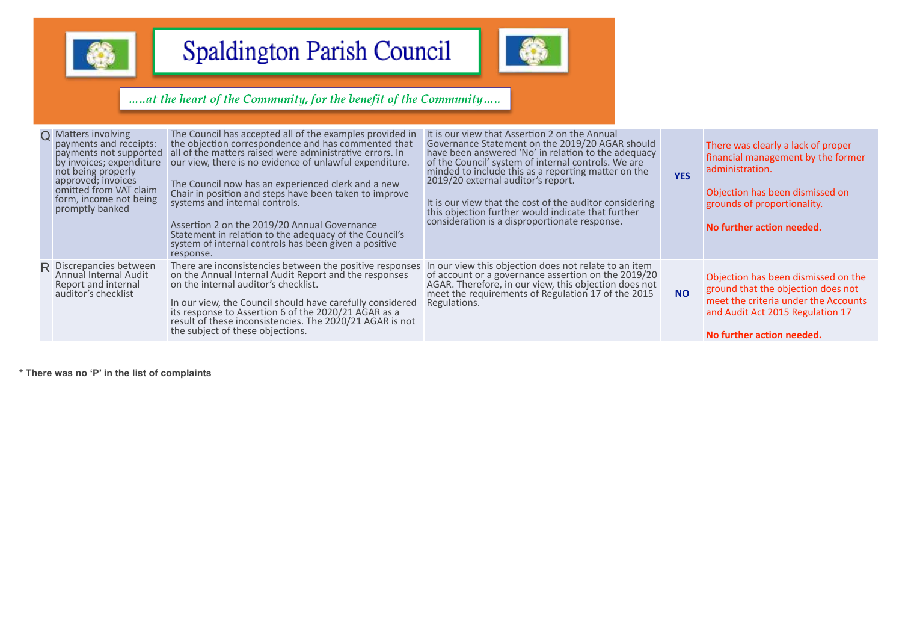# Spaldington Parish Council

*…..at the heart of the Community, for the benefit of the Community…..*

| | | | | | |
|---|---|---|---|---|---|
| Q | Matters involving payments and receipts: payments not supported by invoices; expenditure not being properly approved; invoices omitted from VAT claim form, income not being promptly banked | The Council has accepted all of the examples provided in the objection correspondence and has commented that all of the matters raised were administrative errors. In our view, there is no evidence of unlawful expenditure.<br><br>The Council now has an experienced clerk and a new Chair in position and steps have been taken to improve systems and internal controls.<br><br>Assertion 2 on the 2019/20 Annual Governance Statement in relation to the adequacy of the Council's system of internal controls has been given a positive response. | It is our view that Assertion 2 on the Annual Governance Statement on the 2019/20 AGAR should have been answered 'No' in relation to the adequacy of the Council' system of internal controls. We are minded to include this as a reporting matter on the 2019/20 external auditor's report.<br><br>It is our view that the cost of the auditor considering this objection further would indicate that further consideration is a disproportionate response. | **YES** | There was clearly a lack of proper financial management by the former administration.<br><br>Objection has been dismissed on grounds of proportionality.<br><br>**No further action needed.** |
| R | Discrepancies between Annual Internal Audit Report and internal auditor's checklist | There are inconsistencies between the positive responses on the Annual Internal Audit Report and the responses on the internal auditor's checklist.<br><br>In our view, the Council should have carefully considered its response to Assertion 6 of the 2020/21 AGAR as a result of these inconsistencies. The 2020/21 AGAR is not the subject of these objections. | In our view this objection does not relate to an item of account or a governance assertion on the 2019/20 AGAR. Therefore, in our view, this objection does not meet the requirements of Regulation 17 of the 2015 Regulations. | **NO** | Objection has been dismissed on the ground that the objection does not meet the criteria under the Accounts and Audit Act 2015 Regulation 17<br><br>**No further action needed.** |

**\* There was no 'P' in the list of complaints**